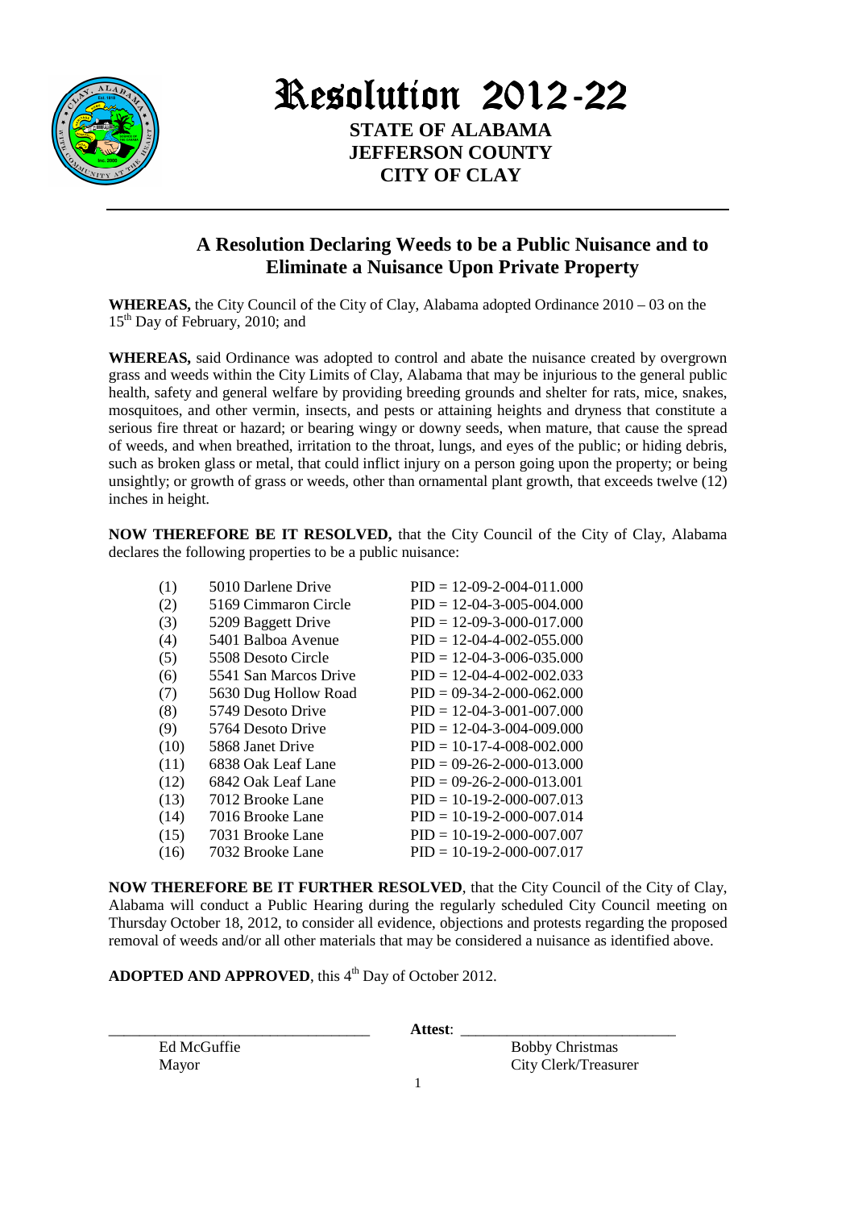# Resolution 2012-22

**STATE OF ALABAMA**
**JEFFERSON COUNTY**
**CITY OF CLAY**

---

## A Resolution Declaring Weeds to be a Public Nuisance and to Eliminate a Nuisance Upon Private Property

**WHEREAS,** the City Council of the City of Clay, Alabama adopted Ordinance 2010 – 03 on the 15th Day of February, 2010; and

**WHEREAS,** said Ordinance was adopted to control and abate the nuisance created by overgrown grass and weeds within the City Limits of Clay, Alabama that may be injurious to the general public health, safety and general welfare by providing breeding grounds and shelter for rats, mice, snakes, mosquitoes, and other vermin, insects, and pests or attaining heights and dryness that constitute a serious fire threat or hazard; or bearing wingy or downy seeds, when mature, that cause the spread of weeds, and when breathed, irritation to the throat, lungs, and eyes of the public; or hiding debris, such as broken glass or metal, that could inflict injury on a person going upon the property; or being unsightly; or growth of grass or weeds, other than ornamental plant growth, that exceeds twelve (12) inches in height.

**NOW THEREFORE BE IT RESOLVED,** that the City Council of the City of Clay, Alabama declares the following properties to be a public nuisance:

| | | |
|---|---|---|
| (1) | 5010 Darlene Drive | PID = 12-09-2-004-011.000 |
| (2) | 5169 Cimmaron Circle | PID = 12-04-3-005-004.000 |
| (3) | 5209 Baggett Drive | PID = 12-09-3-000-017.000 |
| (4) | 5401 Balboa Avenue | PID = 12-04-4-002-055.000 |
| (5) | 5508 Desoto Circle | PID = 12-04-3-006-035.000 |
| (6) | 5541 San Marcos Drive | PID = 12-04-4-002-002.033 |
| (7) | 5630 Dug Hollow Road | PID = 09-34-2-000-062.000 |
| (8) | 5749 Desoto Drive | PID = 12-04-3-001-007.000 |
| (9) | 5764 Desoto Drive | PID = 12-04-3-004-009.000 |
| (10) | 5868 Janet Drive | PID = 10-17-4-008-002.000 |
| (11) | 6838 Oak Leaf Lane | PID = 09-26-2-000-013.000 |
| (12) | 6842 Oak Leaf Lane | PID = 09-26-2-000-013.001 |
| (13) | 7012 Brooke Lane | PID = 10-19-2-000-007.013 |
| (14) | 7016 Brooke Lane | PID = 10-19-2-000-007.014 |
| (15) | 7031 Brooke Lane | PID = 10-19-2-000-007.007 |
| (16) | 7032 Brooke Lane | PID = 10-19-2-000-007.017 |

**NOW THEREFORE BE IT FURTHER RESOLVED**, that the City Council of the City of Clay, Alabama will conduct a Public Hearing during the regularly scheduled City Council meeting on Thursday October 18, 2012, to consider all evidence, objections and protests regarding the proposed removal of weeds and/or all other materials that may be considered a nuisance as identified above.

**ADOPTED AND APPROVED**, this 4th Day of October 2012.

_______________________________ **Attest**: ____________________________

Ed McGuffie
Mayor

Bobby Christmas
City Clerk/Treasurer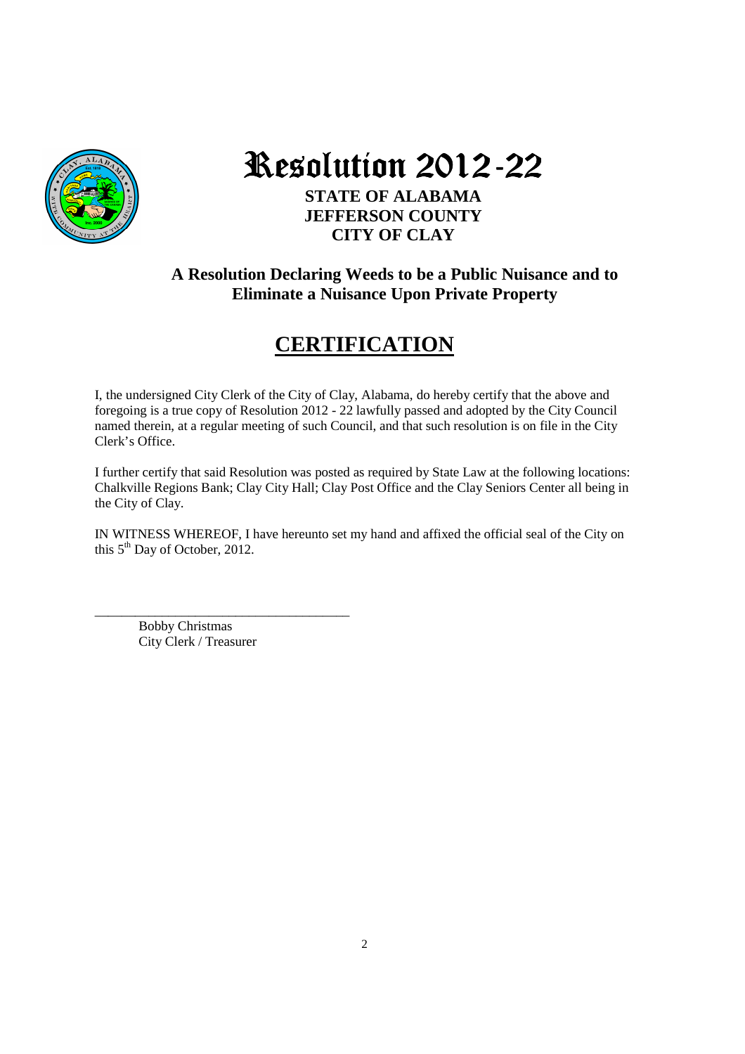# Resolution 2012-22

**STATE OF ALABAMA**
**JEFFERSON COUNTY**
**CITY OF CLAY**

**A Resolution Declaring Weeds to be a Public Nuisance and to Eliminate a Nuisance Upon Private Property**

## CERTIFICATION

I, the undersigned City Clerk of the City of Clay, Alabama, do hereby certify that the above and foregoing is a true copy of Resolution 2012 - 22 lawfully passed and adopted by the City Council named therein, at a regular meeting of such Council, and that such resolution is on file in the City Clerk's Office.

I further certify that said Resolution was posted as required by State Law at the following locations: Chalkville Regions Bank; Clay City Hall; Clay Post Office and the Clay Seniors Center all being in the City of Clay.

IN WITNESS WHEREOF, I have hereunto set my hand and affixed the official seal of the City on this 5th Day of October, 2012.

\_\_\_\_\_\_\_\_\_\_\_\_\_\_\_\_\_\_\_\_\_\_\_\_\_\_\_\_\_\_\_\_\_\_\_\_\_\_

Bobby Christmas
City Clerk / Treasurer